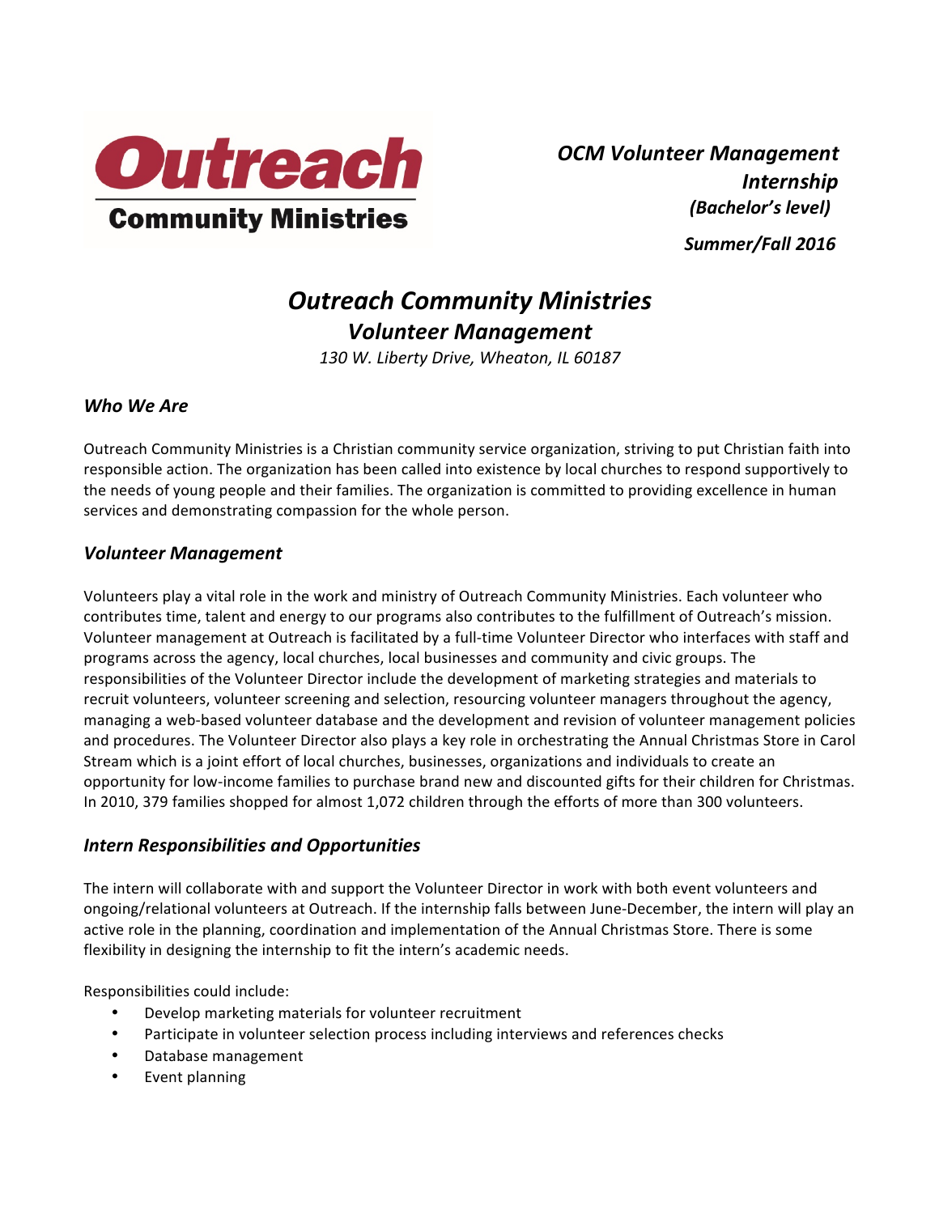**Outreach Community Ministries**

***OCM Volunteer Management Internship***
***(Bachelor's level)***

***Summer/Fall 2016***

# *Outreach Community Ministries*
## *Volunteer Management*

*130 W. Liberty Drive, Wheaton, IL 60187*

### *Who We Are*

Outreach Community Ministries is a Christian community service organization, striving to put Christian faith into responsible action. The organization has been called into existence by local churches to respond supportively to the needs of young people and their families. The organization is committed to providing excellence in human services and demonstrating compassion for the whole person.

### *Volunteer Management*

Volunteers play a vital role in the work and ministry of Outreach Community Ministries. Each volunteer who contributes time, talent and energy to our programs also contributes to the fulfillment of Outreach's mission. Volunteer management at Outreach is facilitated by a full-time Volunteer Director who interfaces with staff and programs across the agency, local churches, local businesses and community and civic groups. The responsibilities of the Volunteer Director include the development of marketing strategies and materials to recruit volunteers, volunteer screening and selection, resourcing volunteer managers throughout the agency, managing a web-based volunteer database and the development and revision of volunteer management policies and procedures. The Volunteer Director also plays a key role in orchestrating the Annual Christmas Store in Carol Stream which is a joint effort of local churches, businesses, organizations and individuals to create an opportunity for low-income families to purchase brand new and discounted gifts for their children for Christmas. In 2010, 379 families shopped for almost 1,072 children through the efforts of more than 300 volunteers.

### *Intern Responsibilities and Opportunities*

The intern will collaborate with and support the Volunteer Director in work with both event volunteers and ongoing/relational volunteers at Outreach. If the internship falls between June-December, the intern will play an active role in the planning, coordination and implementation of the Annual Christmas Store. There is some flexibility in designing the internship to fit the intern's academic needs.

Responsibilities could include:

- Develop marketing materials for volunteer recruitment
- Participate in volunteer selection process including interviews and references checks
- Database management
- Event planning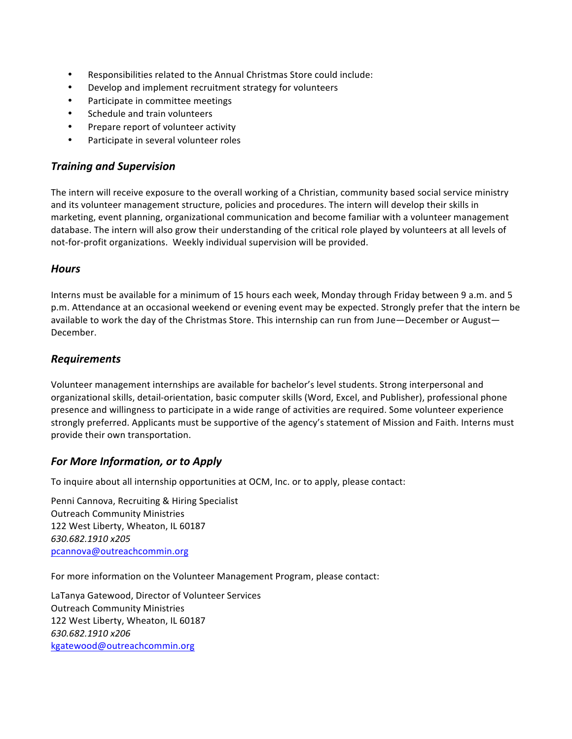- Responsibilities related to the Annual Christmas Store could include:
- Develop and implement recruitment strategy for volunteers
- Participate in committee meetings
- Schedule and train volunteers
- Prepare report of volunteer activity
- Participate in several volunteer roles

### *Training and Supervision*

The intern will receive exposure to the overall working of a Christian, community based social service ministry and its volunteer management structure, policies and procedures. The intern will develop their skills in marketing, event planning, organizational communication and become familiar with a volunteer management database. The intern will also grow their understanding of the critical role played by volunteers at all levels of not-for-profit organizations. Weekly individual supervision will be provided.

### *Hours*

Interns must be available for a minimum of 15 hours each week, Monday through Friday between 9 a.m. and 5 p.m. Attendance at an occasional weekend or evening event may be expected. Strongly prefer that the intern be available to work the day of the Christmas Store. This internship can run from June—December or August—December.

### *Requirements*

Volunteer management internships are available for bachelor's level students. Strong interpersonal and organizational skills, detail-orientation, basic computer skills (Word, Excel, and Publisher), professional phone presence and willingness to participate in a wide range of activities are required. Some volunteer experience strongly preferred. Applicants must be supportive of the agency's statement of Mission and Faith. Interns must provide their own transportation.

### *For More Information, or to Apply*

To inquire about all internship opportunities at OCM, Inc. or to apply, please contact:

Penni Cannova, Recruiting & Hiring Specialist
Outreach Community Ministries
122 West Liberty, Wheaton, IL 60187
*630.682.1910 x205*
pcannova@outreachcommin.org

For more information on the Volunteer Management Program, please contact:

LaTanya Gatewood, Director of Volunteer Services
Outreach Community Ministries
122 West Liberty, Wheaton, IL 60187
*630.682.1910 x206*
kgatewood@outreachcommin.org